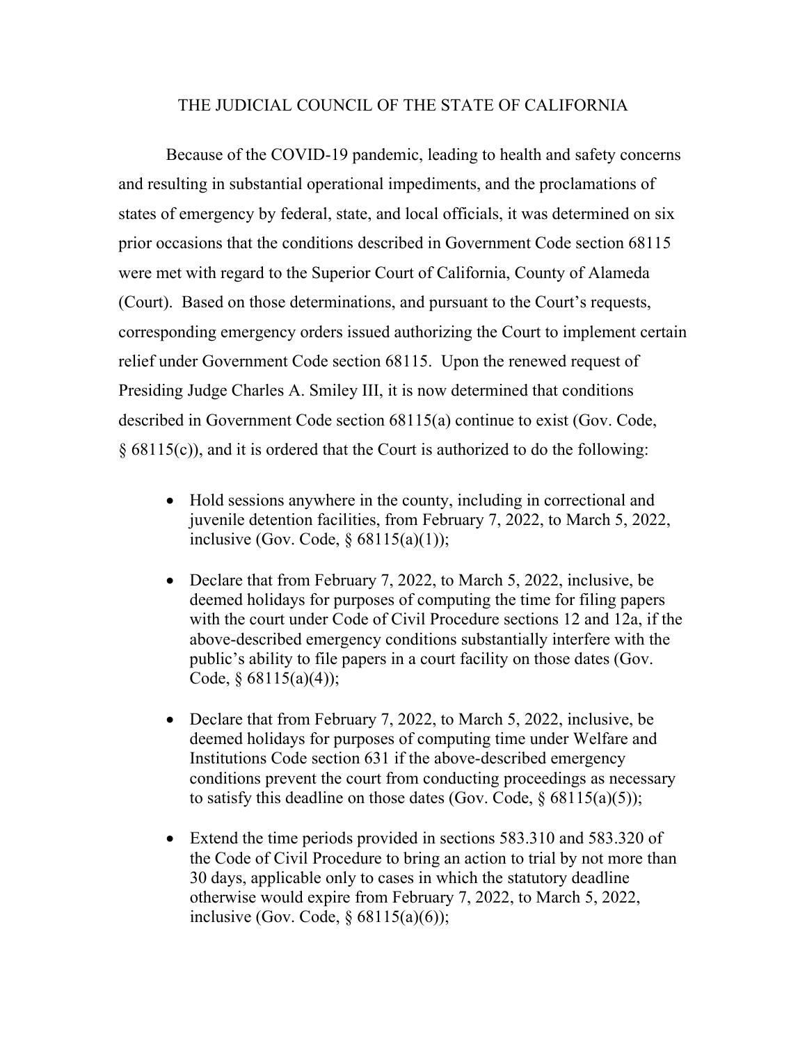# THE JUDICIAL COUNCIL OF THE STATE OF CALIFORNIA

Because of the COVID-19 pandemic, leading to health and safety concerns and resulting in substantial operational impediments, and the proclamations of states of emergency by federal, state, and local officials, it was determined on six prior occasions that the conditions described in Government Code section 68115 were met with regard to the Superior Court of California, County of Alameda (Court). Based on those determinations, and pursuant to the Court's requests, corresponding emergency orders issued authorizing the Court to implement certain relief under Government Code section 68115. Upon the renewed request of Presiding Judge Charles A. Smiley III, it is now determined that conditions described in Government Code section 68115(a) continue to exist (Gov. Code, § 68115(c)), and it is ordered that the Court is authorized to do the following:

- Hold sessions anywhere in the county, including in correctional and juvenile detention facilities, from February 7, 2022, to March 5, 2022, inclusive (Gov. Code, § 68115(a)(1));
- Declare that from February 7, 2022, to March 5, 2022, inclusive, be deemed holidays for purposes of computing the time for filing papers with the court under Code of Civil Procedure sections 12 and 12a, if the above-described emergency conditions substantially interfere with the public's ability to file papers in a court facility on those dates (Gov. Code, § 68115(a)(4));
- Declare that from February 7, 2022, to March 5, 2022, inclusive, be deemed holidays for purposes of computing time under Welfare and Institutions Code section 631 if the above-described emergency conditions prevent the court from conducting proceedings as necessary to satisfy this deadline on those dates (Gov. Code, § 68115(a)(5));
- Extend the time periods provided in sections 583.310 and 583.320 of the Code of Civil Procedure to bring an action to trial by not more than 30 days, applicable only to cases in which the statutory deadline otherwise would expire from February 7, 2022, to March 5, 2022, inclusive (Gov. Code, § 68115(a)(6));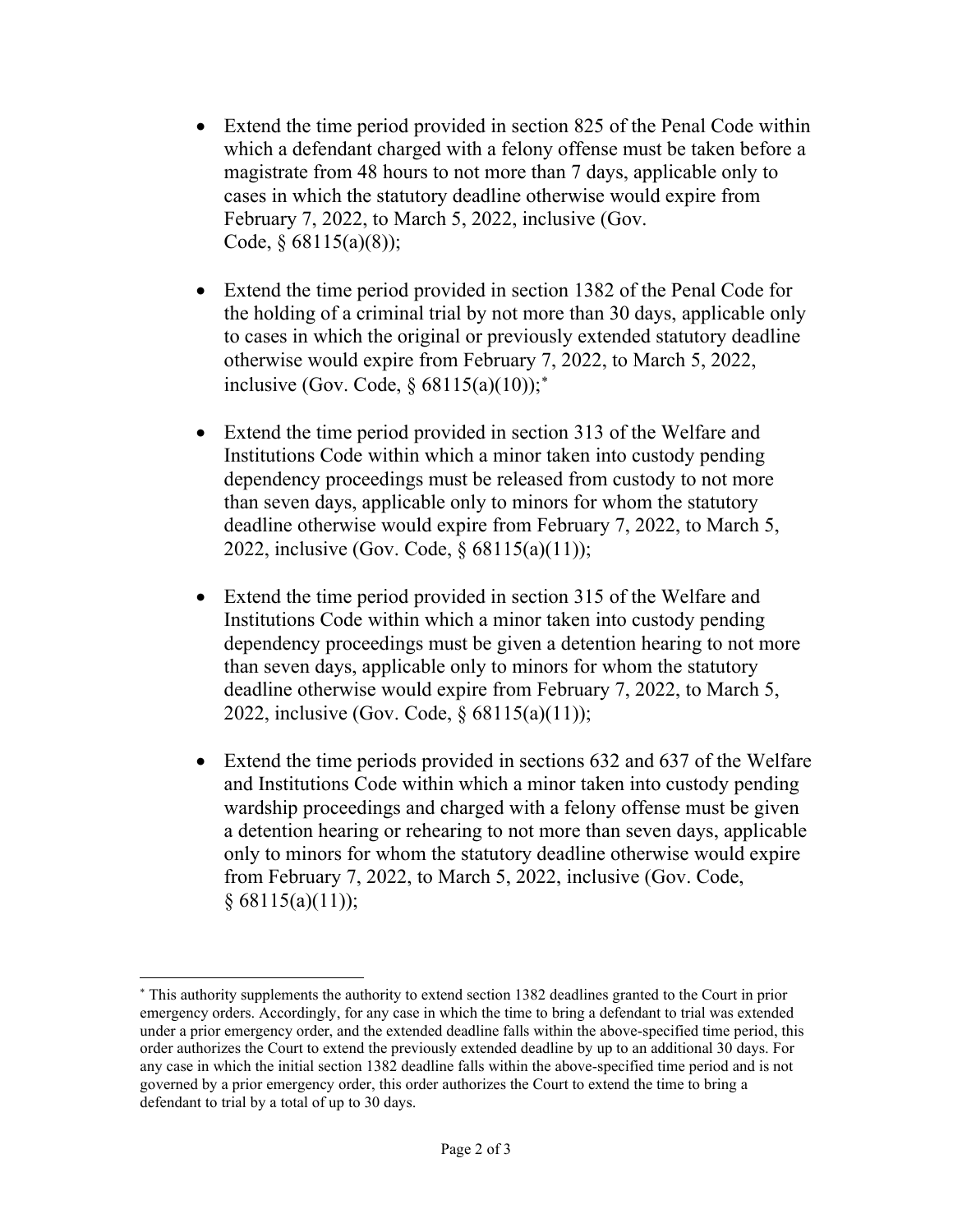- Extend the time period provided in section 825 of the Penal Code within which a defendant charged with a felony offense must be taken before a magistrate from 48 hours to not more than 7 days, applicable only to cases in which the statutory deadline otherwise would expire from February 7, 2022, to March 5, 2022, inclusive (Gov. Code, § 68115(a)(8));

- Extend the time period provided in section 1382 of the Penal Code for the holding of a criminal trial by not more than 30 days, applicable only to cases in which the original or previously extended statutory deadline otherwise would expire from February 7, 2022, to March 5, 2022, inclusive (Gov. Code, § 68115(a)(10));[*]

- Extend the time period provided in section 313 of the Welfare and Institutions Code within which a minor taken into custody pending dependency proceedings must be released from custody to not more than seven days, applicable only to minors for whom the statutory deadline otherwise would expire from February 7, 2022, to March 5, 2022, inclusive (Gov. Code, § 68115(a)(11));

- Extend the time period provided in section 315 of the Welfare and Institutions Code within which a minor taken into custody pending dependency proceedings must be given a detention hearing to not more than seven days, applicable only to minors for whom the statutory deadline otherwise would expire from February 7, 2022, to March 5, 2022, inclusive (Gov. Code, § 68115(a)(11));

- Extend the time periods provided in sections 632 and 637 of the Welfare and Institutions Code within which a minor taken into custody pending wardship proceedings and charged with a felony offense must be given a detention hearing or rehearing to not more than seven days, applicable only to minors for whom the statutory deadline otherwise would expire from February 7, 2022, to March 5, 2022, inclusive (Gov. Code, § 68115(a)(11));

---

[*] This authority supplements the authority to extend section 1382 deadlines granted to the Court in prior emergency orders. Accordingly, for any case in which the time to bring a defendant to trial was extended under a prior emergency order, and the extended deadline falls within the above-specified time period, this order authorizes the Court to extend the previously extended deadline by up to an additional 30 days. For any case in which the initial section 1382 deadline falls within the above-specified time period and is not governed by a prior emergency order, this order authorizes the Court to extend the time to bring a defendant to trial by a total of up to 30 days.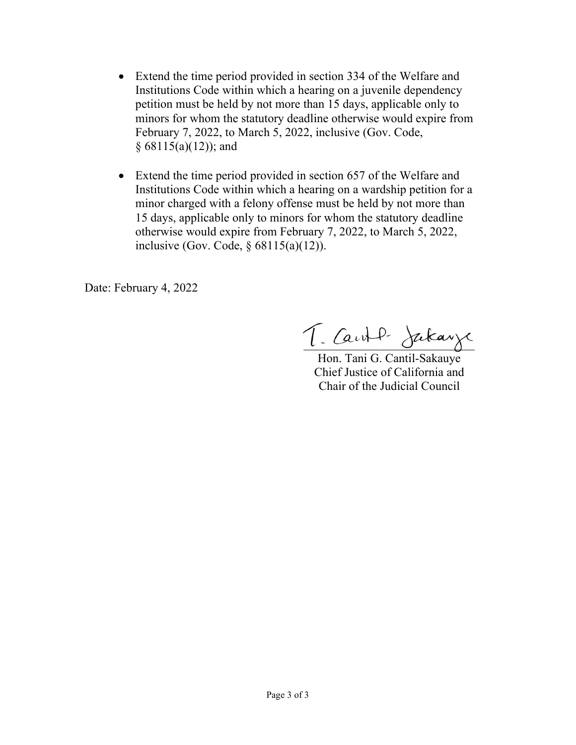- Extend the time period provided in section 334 of the Welfare and Institutions Code within which a hearing on a juvenile dependency petition must be held by not more than 15 days, applicable only to minors for whom the statutory deadline otherwise would expire from February 7, 2022, to March 5, 2022, inclusive (Gov. Code, § 68115(a)(12)); and

- Extend the time period provided in section 657 of the Welfare and Institutions Code within which a hearing on a wardship petition for a minor charged with a felony offense must be held by not more than 15 days, applicable only to minors for whom the statutory deadline otherwise would expire from February 7, 2022, to March 5, 2022, inclusive (Gov. Code, § 68115(a)(12)).

Date: February 4, 2022

T. Cantil-Sakauye

Hon. Tani G. Cantil-Sakauye
Chief Justice of California and
Chair of the Judicial Council